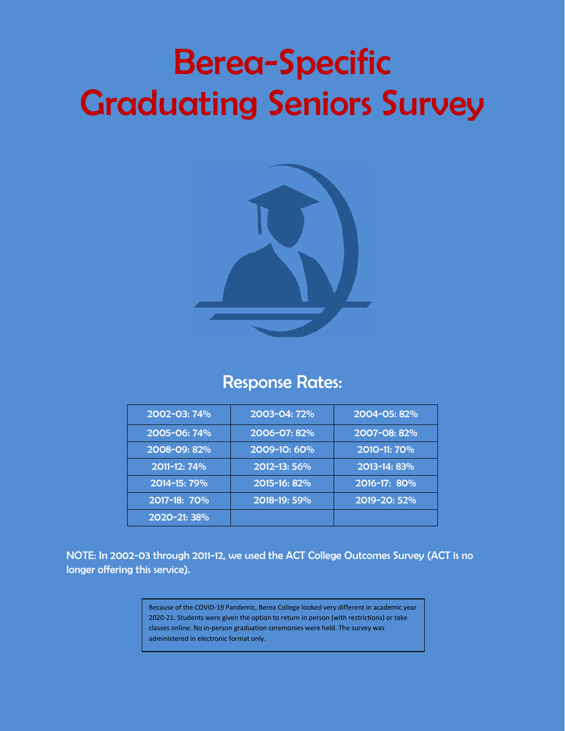# Berea-Specific Graduating Seniors Survey

## Response Rates:

| | | |
|---|---|---|
| 2002-03: 74% | 2003-04: 72% | 2004-05: 82% |
| 2005-06: 74% | 2006-07: 82% | 2007-08: 82% |
| 2008-09: 82% | 2009-10: 60% | 2010-11: 70% |
| 2011-12: 74% | 2012-13: 56% | 2013-14: 83% |
| 2014-15: 79% | 2015-16: 82% | 2016-17: 80% |
| 2017-18: 70% | 2018-19: 59% | 2019-20: 52% |
| 2020-21: 38% | | |

NOTE: In 2002-03 through 2011-12, we used the ACT College Outcomes Survey (ACT is no longer offering this service).

Because of the COVID-19 Pandemic, Berea College looked very different in academic year 2020-21. Students were given the option to return in person (with restrictions) or take classes online. No in-person graduation ceremonies were held. The survey was administered in electronic format only.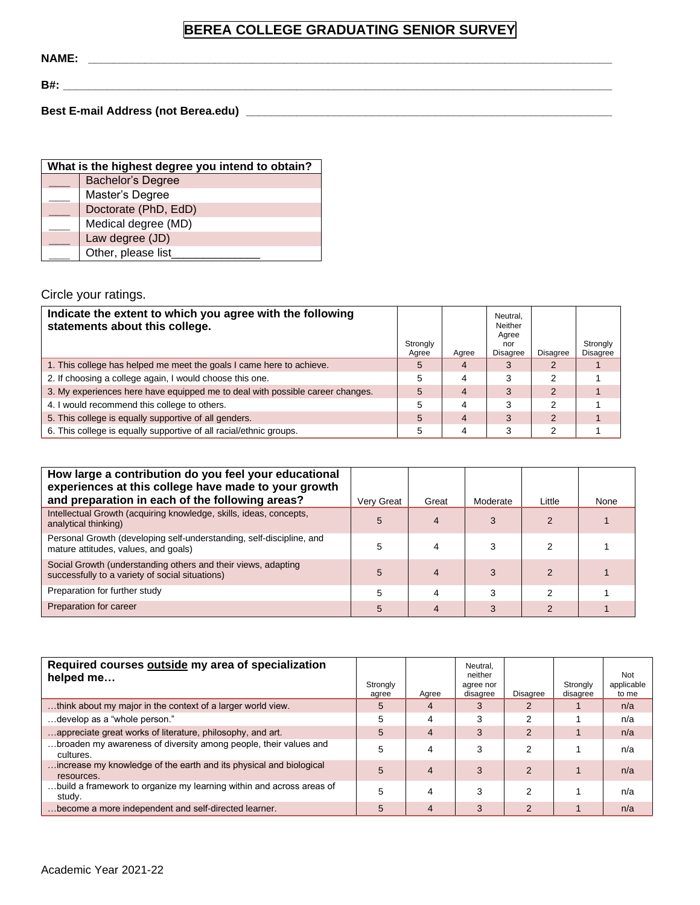# BEREA COLLEGE GRADUATING SENIOR SURVEY

**NAME:** ____________________________________________

**B#:** ____________________________________________

**Best E-mail Address (not Berea.edu)** ______________________________

| What is the highest degree you intend to obtain? | |
|---|---|
| ___ | Bachelor's Degree |
| ___ | Master's Degree |
| ___ | Doctorate (PhD, EdD) |
| ___ | Medical degree (MD) |
| ___ | Law degree (JD) |
| ___ | Other, please list_____________ |

Circle your ratings.

| Indicate the extent to which you agree with the following statements about this college. | Strongly Agree | Agree | Neutral, Neither Agree nor Disagree | Disagree | Strongly Disagree |
|---|---|---|---|---|---|
| 1. This college has helped me meet the goals I came here to achieve. | 5 | 4 | 3 | 2 | 1 |
| 2. If choosing a college again, I would choose this one. | 5 | 4 | 3 | 2 | 1 |
| 3. My experiences here have equipped me to deal with possible career changes. | 5 | 4 | 3 | 2 | 1 |
| 4. I would recommend this college to others. | 5 | 4 | 3 | 2 | 1 |
| 5. This college is equally supportive of all genders. | 5 | 4 | 3 | 2 | 1 |
| 6. This college is equally supportive of all racial/ethnic groups. | 5 | 4 | 3 | 2 | 1 |

| How large a contribution do you feel your educational experiences at this college have made to your growth and preparation in each of the following areas? | Very Great | Great | Moderate | Little | None |
|---|---|---|---|---|---|
| Intellectual Growth (acquiring knowledge, skills, ideas, concepts, analytical thinking) | 5 | 4 | 3 | 2 | 1 |
| Personal Growth (developing self-understanding, self-discipline, and mature attitudes, values, and goals) | 5 | 4 | 3 | 2 | 1 |
| Social Growth (understanding others and their views, adapting successfully to a variety of social situations) | 5 | 4 | 3 | 2 | 1 |
| Preparation for further study | 5 | 4 | 3 | 2 | 1 |
| Preparation for career | 5 | 4 | 3 | 2 | 1 |

| Required courses <u>outside</u> my area of specialization helped me… | Strongly agree | Agree | Neutral, neither agree nor disagree | Disagree | Strongly disagree | Not applicable to me |
|---|---|---|---|---|---|---|
| …think about my major in the context of a larger world view. | 5 | 4 | 3 | 2 | 1 | n/a |
| …develop as a "whole person." | 5 | 4 | 3 | 2 | 1 | n/a |
| …appreciate great works of literature, philosophy, and art. | 5 | 4 | 3 | 2 | 1 | n/a |
| …broaden my awareness of diversity among people, their values and cultures. | 5 | 4 | 3 | 2 | 1 | n/a |
| …increase my knowledge of the earth and its physical and biological resources. | 5 | 4 | 3 | 2 | 1 | n/a |
| …build a framework to organize my learning within and across areas of study. | 5 | 4 | 3 | 2 | 1 | n/a |
| …become a more independent and self-directed learner. | 5 | 4 | 3 | 2 | 1 | n/a |

Academic Year 2021-22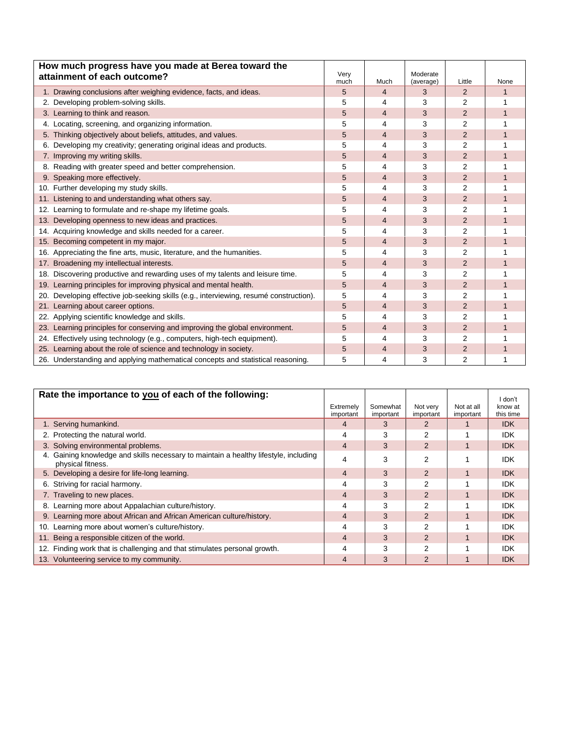| How much progress have you made at Berea toward the attainment of each outcome? | Very much | Much | Moderate (average) | Little | None |
|---|---|---|---|---|---|
| 1. Drawing conclusions after weighing evidence, facts, and ideas. | 5 | 4 | 3 | 2 | 1 |
| 2. Developing problem-solving skills. | 5 | 4 | 3 | 2 | 1 |
| 3. Learning to think and reason. | 5 | 4 | 3 | 2 | 1 |
| 4. Locating, screening, and organizing information. | 5 | 4 | 3 | 2 | 1 |
| 5. Thinking objectively about beliefs, attitudes, and values. | 5 | 4 | 3 | 2 | 1 |
| 6. Developing my creativity; generating original ideas and products. | 5 | 4 | 3 | 2 | 1 |
| 7. Improving my writing skills. | 5 | 4 | 3 | 2 | 1 |
| 8. Reading with greater speed and better comprehension. | 5 | 4 | 3 | 2 | 1 |
| 9. Speaking more effectively. | 5 | 4 | 3 | 2 | 1 |
| 10. Further developing my study skills. | 5 | 4 | 3 | 2 | 1 |
| 11. Listening to and understanding what others say. | 5 | 4 | 3 | 2 | 1 |
| 12. Learning to formulate and re-shape my lifetime goals. | 5 | 4 | 3 | 2 | 1 |
| 13. Developing openness to new ideas and practices. | 5 | 4 | 3 | 2 | 1 |
| 14. Acquiring knowledge and skills needed for a career. | 5 | 4 | 3 | 2 | 1 |
| 15. Becoming competent in my major. | 5 | 4 | 3 | 2 | 1 |
| 16. Appreciating the fine arts, music, literature, and the humanities. | 5 | 4 | 3 | 2 | 1 |
| 17. Broadening my intellectual interests. | 5 | 4 | 3 | 2 | 1 |
| 18. Discovering productive and rewarding uses of my talents and leisure time. | 5 | 4 | 3 | 2 | 1 |
| 19. Learning principles for improving physical and mental health. | 5 | 4 | 3 | 2 | 1 |
| 20. Developing effective job-seeking skills (e.g., interviewing, resumé construction). | 5 | 4 | 3 | 2 | 1 |
| 21. Learning about career options. | 5 | 4 | 3 | 2 | 1 |
| 22. Applying scientific knowledge and skills. | 5 | 4 | 3 | 2 | 1 |
| 23. Learning principles for conserving and improving the global environment. | 5 | 4 | 3 | 2 | 1 |
| 24. Effectively using technology (e.g., computers, high-tech equipment). | 5 | 4 | 3 | 2 | 1 |
| 25. Learning about the role of science and technology in society. | 5 | 4 | 3 | 2 | 1 |
| 26. Understanding and applying mathematical concepts and statistical reasoning. | 5 | 4 | 3 | 2 | 1 |

| Rate the importance to <u>you</u> of each of the following: | Extremely important | Somewhat important | Not very important | Not at all important | I don't know at this time |
|---|---|---|---|---|---|
| 1. Serving humankind. | 4 | 3 | 2 | 1 | IDK |
| 2. Protecting the natural world. | 4 | 3 | 2 | 1 | IDK |
| 3. Solving environmental problems. | 4 | 3 | 2 | 1 | IDK |
| 4. Gaining knowledge and skills necessary to maintain a healthy lifestyle, including physical fitness. | 4 | 3 | 2 | 1 | IDK |
| 5. Developing a desire for life-long learning. | 4 | 3 | 2 | 1 | IDK |
| 6. Striving for racial harmony. | 4 | 3 | 2 | 1 | IDK |
| 7. Traveling to new places. | 4 | 3 | 2 | 1 | IDK |
| 8. Learning more about Appalachian culture/history. | 4 | 3 | 2 | 1 | IDK |
| 9. Learning more about African and African American culture/history. | 4 | 3 | 2 | 1 | IDK |
| 10. Learning more about women's culture/history. | 4 | 3 | 2 | 1 | IDK |
| 11. Being a responsible citizen of the world. | 4 | 3 | 2 | 1 | IDK |
| 12. Finding work that is challenging and that stimulates personal growth. | 4 | 3 | 2 | 1 | IDK |
| 13. Volunteering service to my community. | 4 | 3 | 2 | 1 | IDK |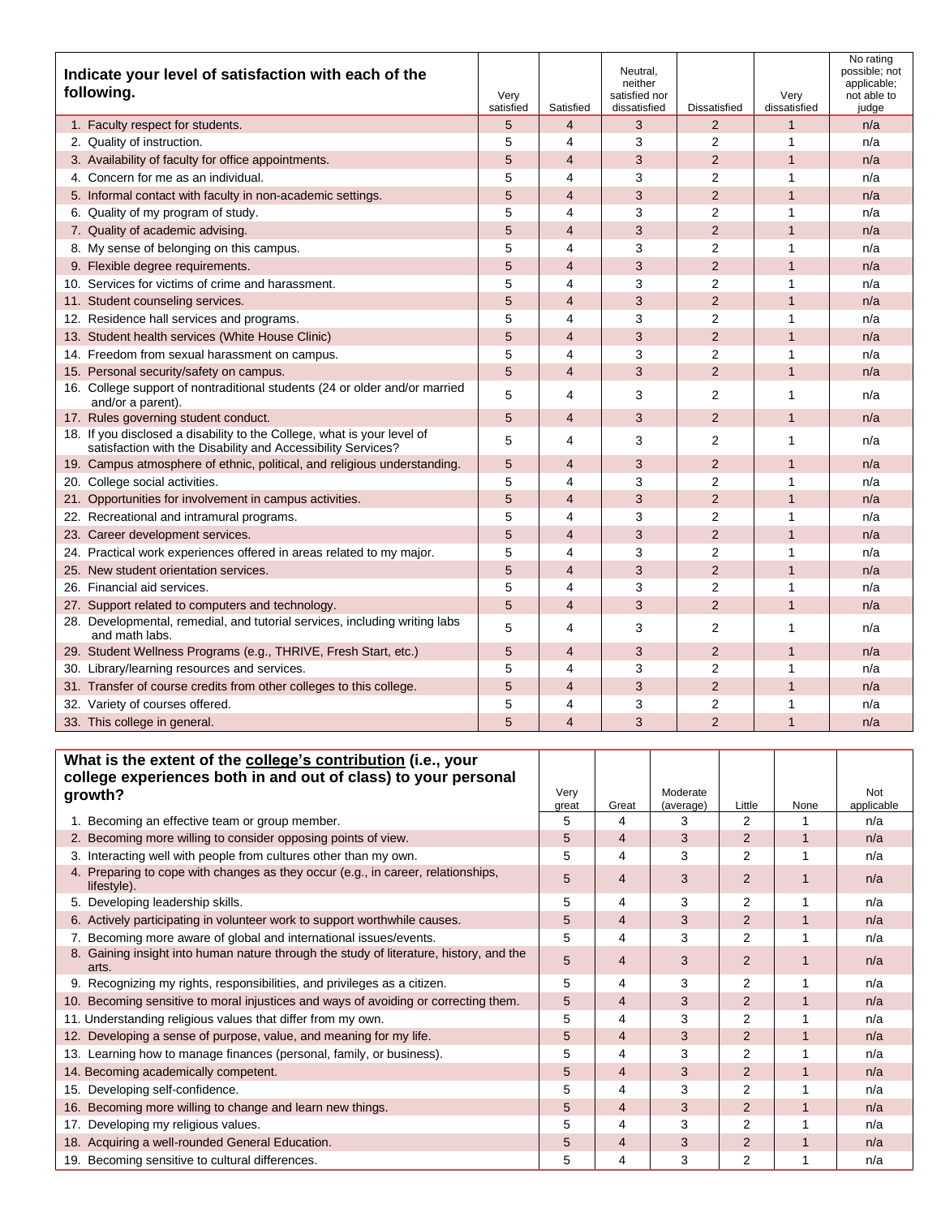| **Indicate your level of satisfaction with each of the following.** | Very satisfied | Satisfied | Neutral, neither satisfied nor dissatisfied | Dissatisfied | Very dissatisfied | No rating possible; not applicable; not able to judge |
|---|---|---|---|---|---|---|
| 1. Faculty respect for students. | 5 | 4 | 3 | 2 | 1 | n/a |
| 2. Quality of instruction. | 5 | 4 | 3 | 2 | 1 | n/a |
| 3. Availability of faculty for office appointments. | 5 | 4 | 3 | 2 | 1 | n/a |
| 4. Concern for me as an individual. | 5 | 4 | 3 | 2 | 1 | n/a |
| 5. Informal contact with faculty in non-academic settings. | 5 | 4 | 3 | 2 | 1 | n/a |
| 6. Quality of my program of study. | 5 | 4 | 3 | 2 | 1 | n/a |
| 7. Quality of academic advising. | 5 | 4 | 3 | 2 | 1 | n/a |
| 8. My sense of belonging on this campus. | 5 | 4 | 3 | 2 | 1 | n/a |
| 9. Flexible degree requirements. | 5 | 4 | 3 | 2 | 1 | n/a |
| 10. Services for victims of crime and harassment. | 5 | 4 | 3 | 2 | 1 | n/a |
| 11. Student counseling services. | 5 | 4 | 3 | 2 | 1 | n/a |
| 12. Residence hall services and programs. | 5 | 4 | 3 | 2 | 1 | n/a |
| 13. Student health services (White House Clinic) | 5 | 4 | 3 | 2 | 1 | n/a |
| 14. Freedom from sexual harassment on campus. | 5 | 4 | 3 | 2 | 1 | n/a |
| 15. Personal security/safety on campus. | 5 | 4 | 3 | 2 | 1 | n/a |
| 16. College support of nontraditional students (24 or older and/or married and/or a parent). | 5 | 4 | 3 | 2 | 1 | n/a |
| 17. Rules governing student conduct. | 5 | 4 | 3 | 2 | 1 | n/a |
| 18. If you disclosed a disability to the College, what is your level of satisfaction with the Disability and Accessibility Services? | 5 | 4 | 3 | 2 | 1 | n/a |
| 19. Campus atmosphere of ethnic, political, and religious understanding. | 5 | 4 | 3 | 2 | 1 | n/a |
| 20. College social activities. | 5 | 4 | 3 | 2 | 1 | n/a |
| 21. Opportunities for involvement in campus activities. | 5 | 4 | 3 | 2 | 1 | n/a |
| 22. Recreational and intramural programs. | 5 | 4 | 3 | 2 | 1 | n/a |
| 23. Career development services. | 5 | 4 | 3 | 2 | 1 | n/a |
| 24. Practical work experiences offered in areas related to my major. | 5 | 4 | 3 | 2 | 1 | n/a |
| 25. New student orientation services. | 5 | 4 | 3 | 2 | 1 | n/a |
| 26. Financial aid services. | 5 | 4 | 3 | 2 | 1 | n/a |
| 27. Support related to computers and technology. | 5 | 4 | 3 | 2 | 1 | n/a |
| 28. Developmental, remedial, and tutorial services, including writing labs and math labs. | 5 | 4 | 3 | 2 | 1 | n/a |
| 29. Student Wellness Programs (e.g., THRIVE, Fresh Start, etc.) | 5 | 4 | 3 | 2 | 1 | n/a |
| 30. Library/learning resources and services. | 5 | 4 | 3 | 2 | 1 | n/a |
| 31. Transfer of course credits from other colleges to this college. | 5 | 4 | 3 | 2 | 1 | n/a |
| 32. Variety of courses offered. | 5 | 4 | 3 | 2 | 1 | n/a |
| 33. This college in general. | 5 | 4 | 3 | 2 | 1 | n/a |

| **What is the extent of the college's contribution (i.e., your college experiences both in and out of class) to your personal growth?** | Very great | Great | Moderate (average) | Little | None | Not applicable |
|---|---|---|---|---|---|---|
| 1. Becoming an effective team or group member. | 5 | 4 | 3 | 2 | 1 | n/a |
| 2. Becoming more willing to consider opposing points of view. | 5 | 4 | 3 | 2 | 1 | n/a |
| 3. Interacting well with people from cultures other than my own. | 5 | 4 | 3 | 2 | 1 | n/a |
| 4. Preparing to cope with changes as they occur (e.g., in career, relationships, lifestyle). | 5 | 4 | 3 | 2 | 1 | n/a |
| 5. Developing leadership skills. | 5 | 4 | 3 | 2 | 1 | n/a |
| 6. Actively participating in volunteer work to support worthwhile causes. | 5 | 4 | 3 | 2 | 1 | n/a |
| 7. Becoming more aware of global and international issues/events. | 5 | 4 | 3 | 2 | 1 | n/a |
| 8. Gaining insight into human nature through the study of literature, history, and the arts. | 5 | 4 | 3 | 2 | 1 | n/a |
| 9. Recognizing my rights, responsibilities, and privileges as a citizen. | 5 | 4 | 3 | 2 | 1 | n/a |
| 10. Becoming sensitive to moral injustices and ways of avoiding or correcting them. | 5 | 4 | 3 | 2 | 1 | n/a |
| 11. Understanding religious values that differ from my own. | 5 | 4 | 3 | 2 | 1 | n/a |
| 12. Developing a sense of purpose, value, and meaning for my life. | 5 | 4 | 3 | 2 | 1 | n/a |
| 13. Learning how to manage finances (personal, family, or business). | 5 | 4 | 3 | 2 | 1 | n/a |
| 14. Becoming academically competent. | 5 | 4 | 3 | 2 | 1 | n/a |
| 15. Developing self-confidence. | 5 | 4 | 3 | 2 | 1 | n/a |
| 16. Becoming more willing to change and learn new things. | 5 | 4 | 3 | 2 | 1 | n/a |
| 17. Developing my religious values. | 5 | 4 | 3 | 2 | 1 | n/a |
| 18. Acquiring a well-rounded General Education. | 5 | 4 | 3 | 2 | 1 | n/a |
| 19. Becoming sensitive to cultural differences. | 5 | 4 | 3 | 2 | 1 | n/a |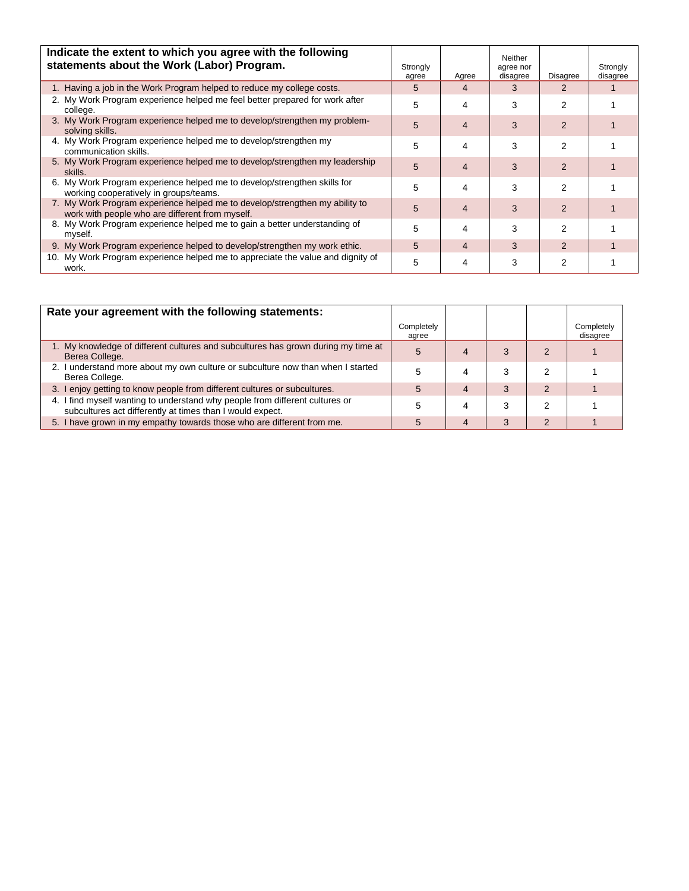| Indicate the extent to which you agree with the following statements about the Work (Labor) Program. | Strongly agree | Agree | Neither agree nor disagree | Disagree | Strongly disagree |
|---|---|---|---|---|---|
| 1. Having a job in the Work Program helped to reduce my college costs. | 5 | 4 | 3 | 2 | 1 |
| 2. My Work Program experience helped me feel better prepared for work after college. | 5 | 4 | 3 | 2 | 1 |
| 3. My Work Program experience helped me to develop/strengthen my problem-solving skills. | 5 | 4 | 3 | 2 | 1 |
| 4. My Work Program experience helped me to develop/strengthen my communication skills. | 5 | 4 | 3 | 2 | 1 |
| 5. My Work Program experience helped me to develop/strengthen my leadership skills. | 5 | 4 | 3 | 2 | 1 |
| 6. My Work Program experience helped me to develop/strengthen skills for working cooperatively in groups/teams. | 5 | 4 | 3 | 2 | 1 |
| 7. My Work Program experience helped me to develop/strengthen my ability to work with people who are different from myself. | 5 | 4 | 3 | 2 | 1 |
| 8. My Work Program experience helped me to gain a better understanding of myself. | 5 | 4 | 3 | 2 | 1 |
| 9. My Work Program experience helped to develop/strengthen my work ethic. | 5 | 4 | 3 | 2 | 1 |
| 10. My Work Program experience helped me to appreciate the value and dignity of work. | 5 | 4 | 3 | 2 | 1 |

| Rate your agreement with the following statements: | Completely agree | | | | Completely disagree |
|---|---|---|---|---|---|
| 1. My knowledge of different cultures and subcultures has grown during my time at Berea College. | 5 | 4 | 3 | 2 | 1 |
| 2. I understand more about my own culture or subculture now than when I started Berea College. | 5 | 4 | 3 | 2 | 1 |
| 3. I enjoy getting to know people from different cultures or subcultures. | 5 | 4 | 3 | 2 | 1 |
| 4. I find myself wanting to understand why people from different cultures or subcultures act differently at times than I would expect. | 5 | 4 | 3 | 2 | 1 |
| 5. I have grown in my empathy towards those who are different from me. | 5 | 4 | 3 | 2 | 1 |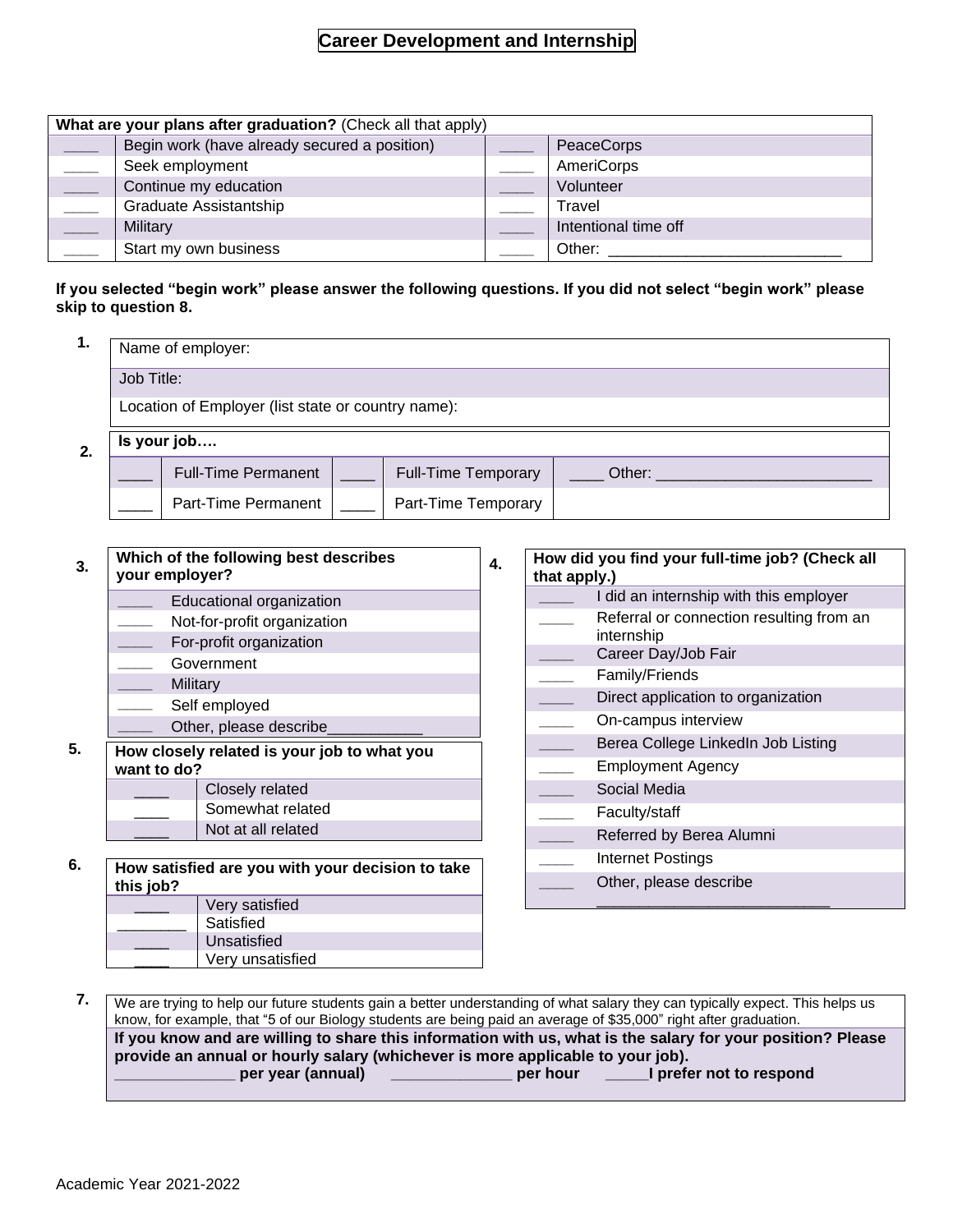# Career Development and Internship

| What are your plans after graduation? (Check all that apply) | | | |
|---|---|---|---|
| ____ | Begin work (have already secured a position) | ____ | PeaceCorps |
| ____ | Seek employment | ____ | AmeriCorps |
| ____ | Continue my education | ____ | Volunteer |
| ____ | Graduate Assistantship | ____ | Travel |
| ____ | Military | ____ | Intentional time off |
| ____ | Start my own business | ____ | Other: ___________________________ |

**If you selected "begin work" please answer the following questions. If you did not select "begin work" please skip to question 8.**

**1.**

| Name of employer: |
|---|
| Job Title: |
| Location of Employer (list state or country name): |

**2.**

| Is your job…. | | | | |
|---|---|---|---|---|
| ____ | Full-Time Permanent | ____ | Full-Time Temporary | ____ Other: _________________________ |
| ____ | Part-Time Permanent | ____ | Part-Time Temporary | |

**3.**

| Which of the following best describes your employer? | |
|---|---|
| ____ | Educational organization |
| ____ | Not-for-profit organization |
| ____ | For-profit organization |
| ____ | Government |
| ____ | Military |
| ____ | Self employed |
| ____ | Other, please describe___________ |

**4.**

| How did you find your full-time job? (Check all that apply.) | |
|---|---|
| ____ | I did an internship with this employer |
| ____ | Referral or connection resulting from an internship |
| ____ | Career Day/Job Fair |
| ____ | Family/Friends |
| ____ | Direct application to organization |
| ____ | On-campus interview |
| ____ | Berea College LinkedIn Job Listing |
| ____ | Employment Agency |
| ____ | Social Media |
| ____ | Faculty/staff |
| ____ | Referred by Berea Alumni |
| ____ | Internet Postings |
| ____ | Other, please describe ___________________________ |

**5.**

| How closely related is your job to what you want to do? | |
|---|---|
| ____ | Closely related |
| ____ | Somewhat related |
| ____ | Not at all related |

**6.**

| How satisfied are you with your decision to take this job? | |
|---|---|
| ____ | Very satisfied |
| ________ | Satisfied |
| ____ | Unsatisfied |
| ____ | Very unsatisfied |

**7.**

We are trying to help our future students gain a better understanding of what salary they can typically expect. This helps us know, for example, that "5 of our Biology students are being paid an average of $35,000" right after graduation.

**If you know and are willing to share this information with us, what is the salary for your position? Please provide an annual or hourly salary (whichever is more applicable to your job).**

**______________ per year (annual) ______________ per hour _____I prefer not to respond**

Academic Year 2021-2022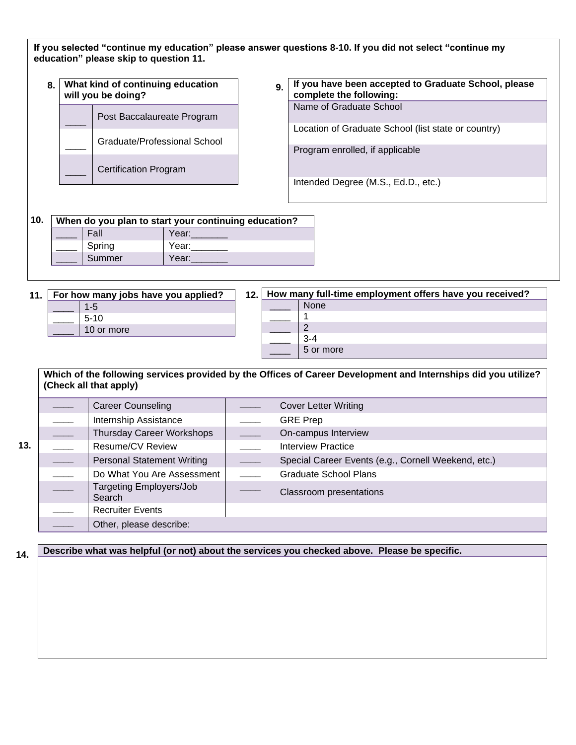**If you selected "continue my education" please answer questions 8-10. If you did not select "continue my education" please skip to question 11.**

**8.**

| | What kind of continuing education will you be doing? |
|---|---|
| ____ | Post Baccalaureate Program |
| ____ | Graduate/Professional School |
| ____ | Certification Program |

**9.**

| If you have been accepted to Graduate School, please complete the following: |
|---|
| Name of Graduate School |
| Location of Graduate School (list state or country) |
| Program enrolled, if applicable |
| Intended Degree (M.S., Ed.D., etc.) |

**10.**

| | When do you plan to start your continuing education? | |
|---|---|---|
| ____ | Fall | Year:_______ |
| ____ | Spring | Year:_______ |
| ____ | Summer | Year:_______ |

**11.**

| | For how many jobs have you applied? |
|---|---|
| ____ | 1-5 |
| ____ | 5-10 |
| ____ | 10 or more |

**12.**

| | How many full-time employment offers have you received? |
|---|---|
| ____ | None |
| ____ | 1 |
| ____ | 2 |
| ____ | 3-4 |
| ____ | 5 or more |

**13.**

| | Which of the following services provided by the Offices of Career Development and Internships did you utilize? (Check all that apply) | | |
|---|---|---|---|
| ____ | Career Counseling | ____ | Cover Letter Writing |
| ____ | Internship Assistance | ____ | GRE Prep |
| ____ | Thursday Career Workshops | ____ | On-campus Interview |
| ____ | Resume/CV Review | ____ | Interview Practice |
| ____ | Personal Statement Writing | ____ | Special Career Events (e.g., Cornell Weekend, etc.) |
| ____ | Do What You Are Assessment | ____ | Graduate School Plans |
| ____ | Targeting Employers/Job Search | ____ | Classroom presentations |
| ____ | Recruiter Events | | |
| ____ | Other, please describe: | | |

**14.**

| Describe what was helpful (or not) about the services you checked above. Please be specific. |
|---|
| |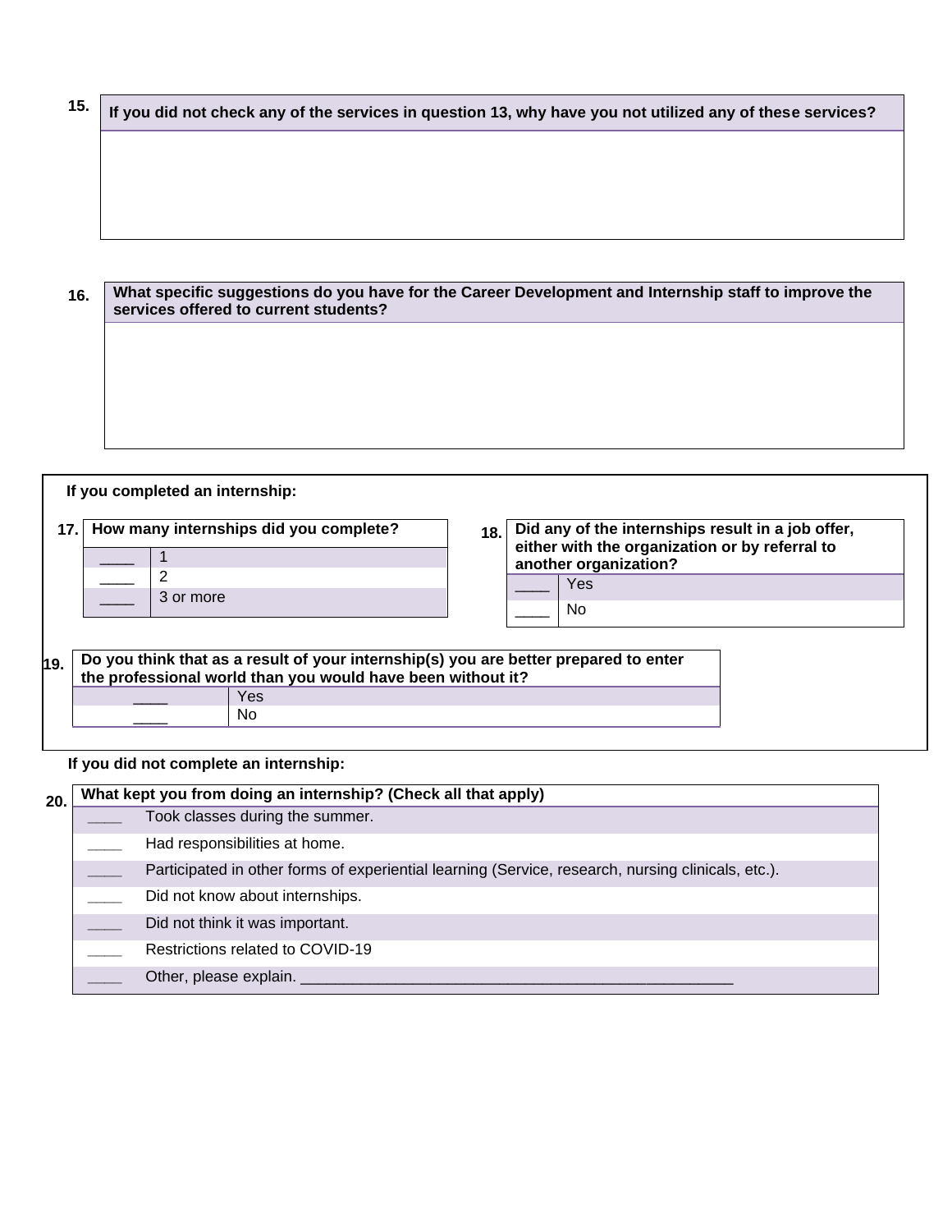**15.** **If you did not check any of the services in question 13, why have you not utilized any of these services?**

**16.** **What specific suggestions do you have for the Career Development and Internship staff to improve the services offered to current students?**

**If you completed an internship:**

**17.** **How many internships did you complete?**

| | |
|---|---|
| ____ | 1 |
| ____ | 2 |
| ____ | 3 or more |

**18.** **Did any of the internships result in a job offer, either with the organization or by referral to another organization?**

| | |
|---|---|
| ____ | Yes |
| ____ | No |

**19.** **Do you think that as a result of your internship(s) you are better prepared to enter the professional world than you would have been without it?**

| | |
|---|---|
| ____ | Yes |
| ____ | No |

**If you did not complete an internship:**

**20.** **What kept you from doing an internship? (Check all that apply)**

| | |
|---|---|
| ____ | Took classes during the summer. |
| ____ | Had responsibilities at home. |
| ____ | Participated in other forms of experiential learning (Service, research, nursing clinicals, etc.). |
| ____ | Did not know about internships. |
| ____ | Did not think it was important. |
| ____ | Restrictions related to COVID-19 |
| ____ | Other, please explain. ________________________________________________ |